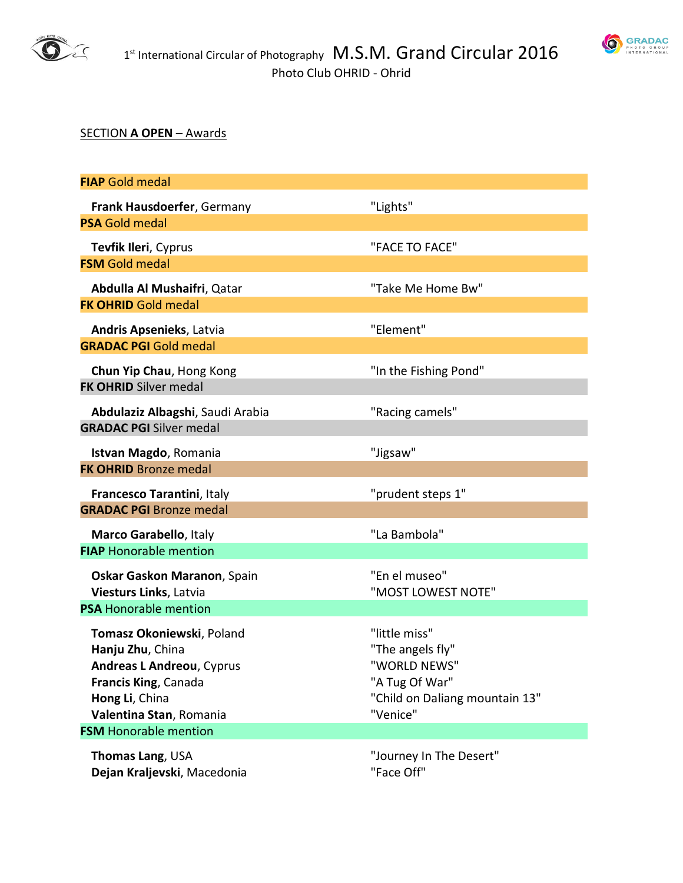1st International Circular of Photography **M.S.M. Grand Circular 2016**

Photo Club OHRID - Ohrid

## SECTION **A OPEN** – Awards

**FIAP** Gold medal

| | |
|---|---|
| **Frank Hausdoerfer**, Germany | "Lights" |

**PSA** Gold medal

| | |
|---|---|
| **Tevfik Ileri**, Cyprus | "FACE TO FACE" |

**FSM** Gold medal

| | |
|---|---|
| **Abdulla Al Mushaifri**, Qatar | "Take Me Home Bw" |

**FK OHRID** Gold medal

| | |
|---|---|
| **Andris Apsenieks**, Latvia | "Element" |

**GRADAC PGI** Gold medal

| | |
|---|---|
| **Chun Yip Chau**, Hong Kong | "In the Fishing Pond" |

**FK OHRID** Silver medal

| | |
|---|---|
| **Abdulaziz Albagshi**, Saudi Arabia | "Racing camels" |

**GRADAC PGI** Silver medal

| | |
|---|---|
| **Istvan Magdo**, Romania | "Jigsaw" |

**FK OHRID** Bronze medal

| | |
|---|---|
| **Francesco Tarantini**, Italy | "prudent steps 1" |

**GRADAC PGI** Bronze medal

| | |
|---|---|
| **Marco Garabello**, Italy | "La Bambola" |

**FIAP** Honorable mention

| | |
|---|---|
| **Oskar Gaskon Maranon**, Spain | "En el museo" |
| **Viesturs Links**, Latvia | "MOST LOWEST NOTE" |

**PSA** Honorable mention

| | |
|---|---|
| **Tomasz Okoniewski**, Poland | "little miss" |
| **Hanju Zhu**, China | "The angels fly" |
| **Andreas L Andreou**, Cyprus | "WORLD NEWS" |
| **Francis King**, Canada | "A Tug Of War" |
| **Hong Li**, China | "Child on Daliang mountain 13" |
| **Valentina Stan**, Romania | "Venice" |

**FSM** Honorable mention

| | |
|---|---|
| **Thomas Lang**, USA | "Journey In The Desert" |
| **Dejan Kraljevski**, Macedonia | "Face Off" |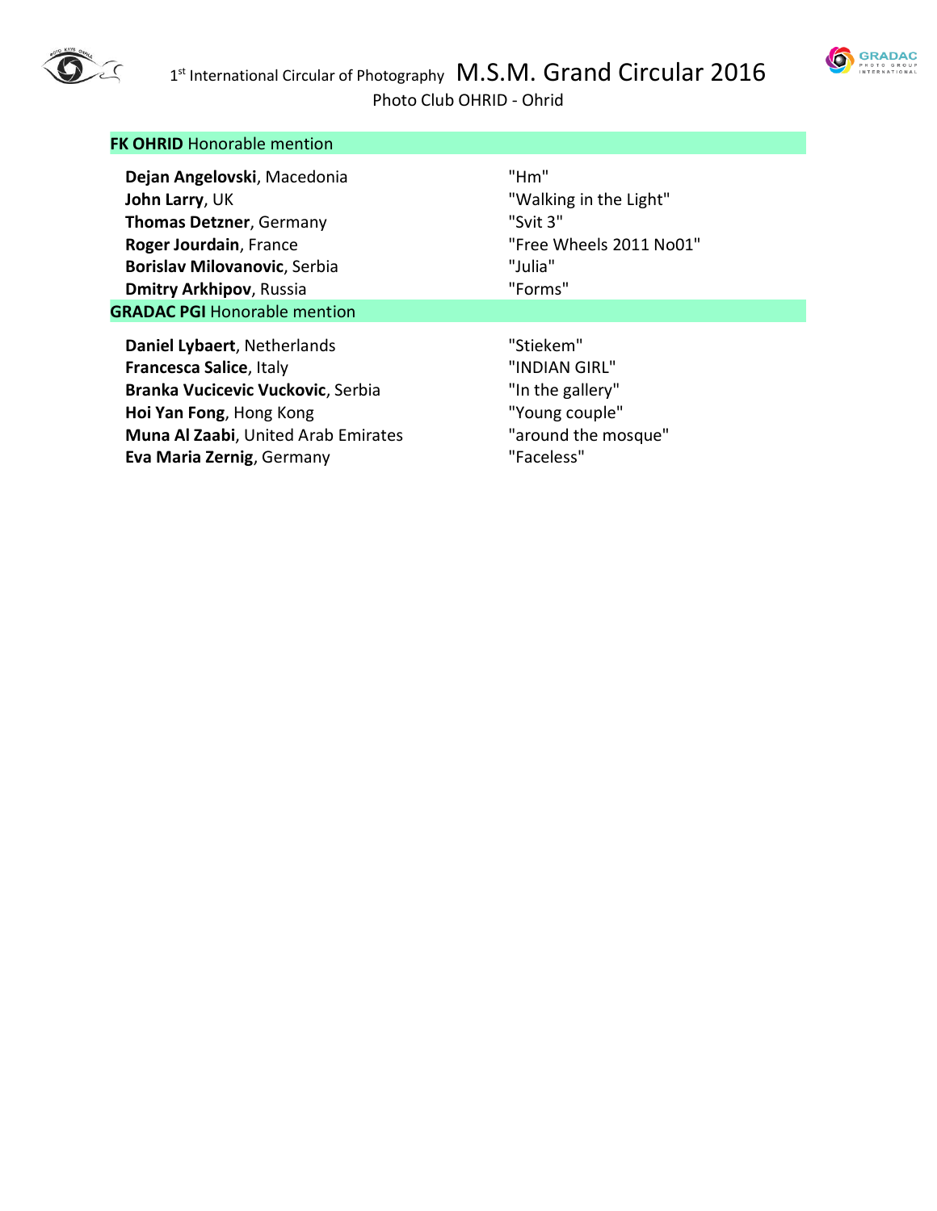## **FK OHRID** Honorable mention

| | |
|---|---|
| **Dejan Angelovski**, Macedonia | "Hm" |
| **John Larry**, UK | "Walking in the Light" |
| **Thomas Detzner**, Germany | "Svit 3" |
| **Roger Jourdain**, France | "Free Wheels 2011 No01" |
| **Borislav Milovanovic**, Serbia | "Julia" |
| **Dmitry Arkhipov**, Russia | "Forms" |

## **GRADAC PGI** Honorable mention

| | |
|---|---|
| **Daniel Lybaert**, Netherlands | "Stiekem" |
| **Francesca Salice**, Italy | "INDIAN GIRL" |
| **Branka Vucicevic Vuckovic**, Serbia | "In the gallery" |
| **Hoi Yan Fong**, Hong Kong | "Young couple" |
| **Muna Al Zaabi**, United Arab Emirates | "around the mosque" |
| **Eva Maria Zernig**, Germany | "Faceless" |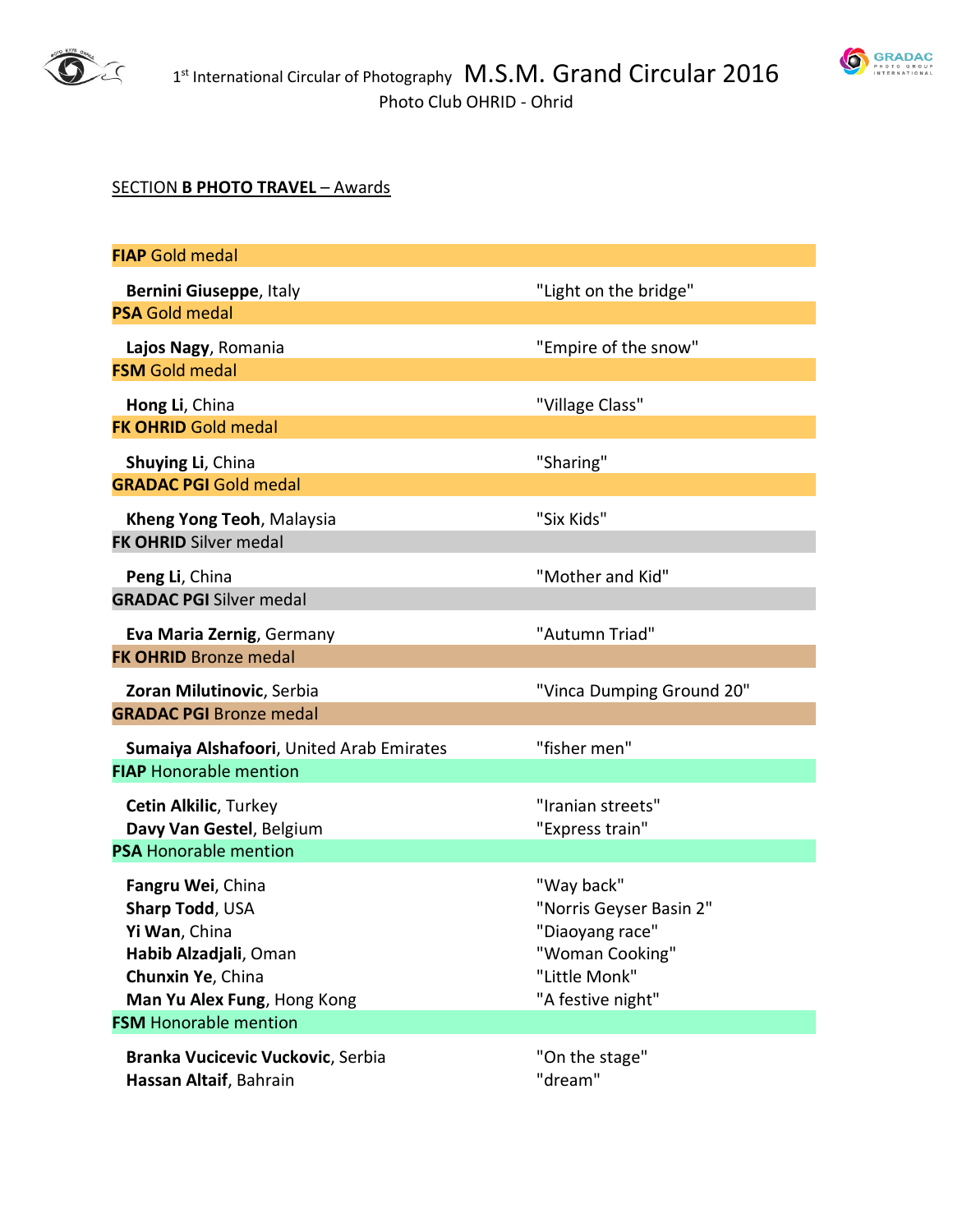SECTION **B PHOTO TRAVEL** – Awards

| | |
|---|---|
| **FIAP** Gold medal | |
| **Bernini Giuseppe**, Italy | "Light on the bridge" |
| **PSA** Gold medal | |
| **Lajos Nagy**, Romania | "Empire of the snow" |
| **FSM** Gold medal | |
| **Hong Li**, China | "Village Class" |
| **FK OHRID** Gold medal | |
| **Shuying Li**, China | "Sharing" |
| **GRADAC PGI** Gold medal | |
| **Kheng Yong Teoh**, Malaysia | "Six Kids" |
| **FK OHRID** Silver medal | |
| **Peng Li**, China | "Mother and Kid" |
| **GRADAC PGI** Silver medal | |
| **Eva Maria Zernig**, Germany | "Autumn Triad" |
| **FK OHRID** Bronze medal | |
| **Zoran Milutinovic**, Serbia | "Vinca Dumping Ground 20" |
| **GRADAC PGI** Bronze medal | |
| **Sumaiya Alshafoori**, United Arab Emirates | "fisher men" |
| **FIAP** Honorable mention | |
| **Cetin Alkilic**, Turkey | "Iranian streets" |
| **Davy Van Gestel**, Belgium | "Express train" |
| **PSA** Honorable mention | |
| **Fangru Wei**, China | "Way back" |
| **Sharp Todd**, USA | "Norris Geyser Basin 2" |
| **Yi Wan**, China | "Diaoyang race" |
| **Habib Alzadjali**, Oman | "Woman Cooking" |
| **Chunxin Ye**, China | "Little Monk" |
| **Man Yu Alex Fung**, Hong Kong | "A festive night" |
| **FSM** Honorable mention | |
| **Branka Vucicevic Vuckovic**, Serbia | "On the stage" |
| **Hassan Altaif**, Bahrain | "dream" |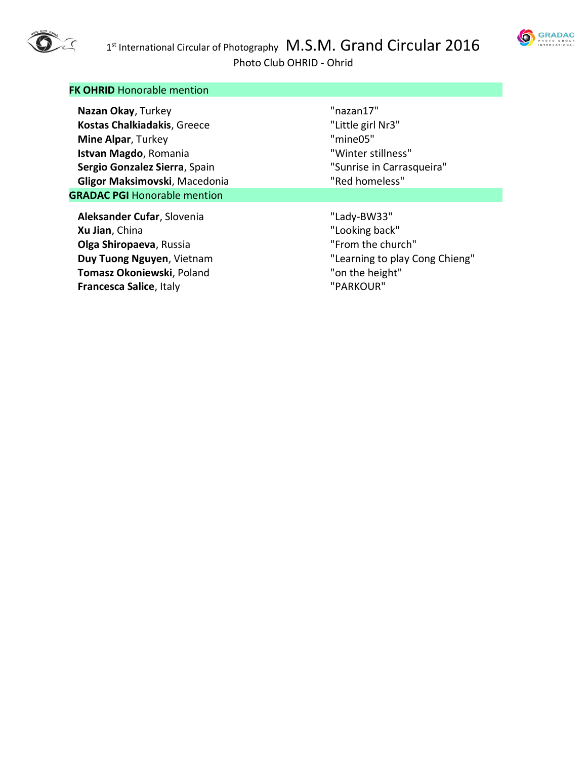**FK OHRID** Honorable mention

| | |
|---|---|
| **Nazan Okay**, Turkey | "nazan17" |
| **Kostas Chalkiadakis**, Greece | "Little girl Nr3" |
| **Mine Alpar**, Turkey | "mine05" |
| **Istvan Magdo**, Romania | "Winter stillness" |
| **Sergio Gonzalez Sierra**, Spain | "Sunrise in Carrasqueira" |
| **Gligor Maksimovski**, Macedonia | "Red homeless" |

**GRADAC PGI** Honorable mention

| | |
|---|---|
| **Aleksander Cufar**, Slovenia | "Lady-BW33" |
| **Xu Jian**, China | "Looking back" |
| **Olga Shiropaeva**, Russia | "From the church" |
| **Duy Tuong Nguyen**, Vietnam | "Learning to play Cong Chieng" |
| **Tomasz Okoniewski**, Poland | "on the height" |
| **Francesca Salice**, Italy | "PARKOUR" |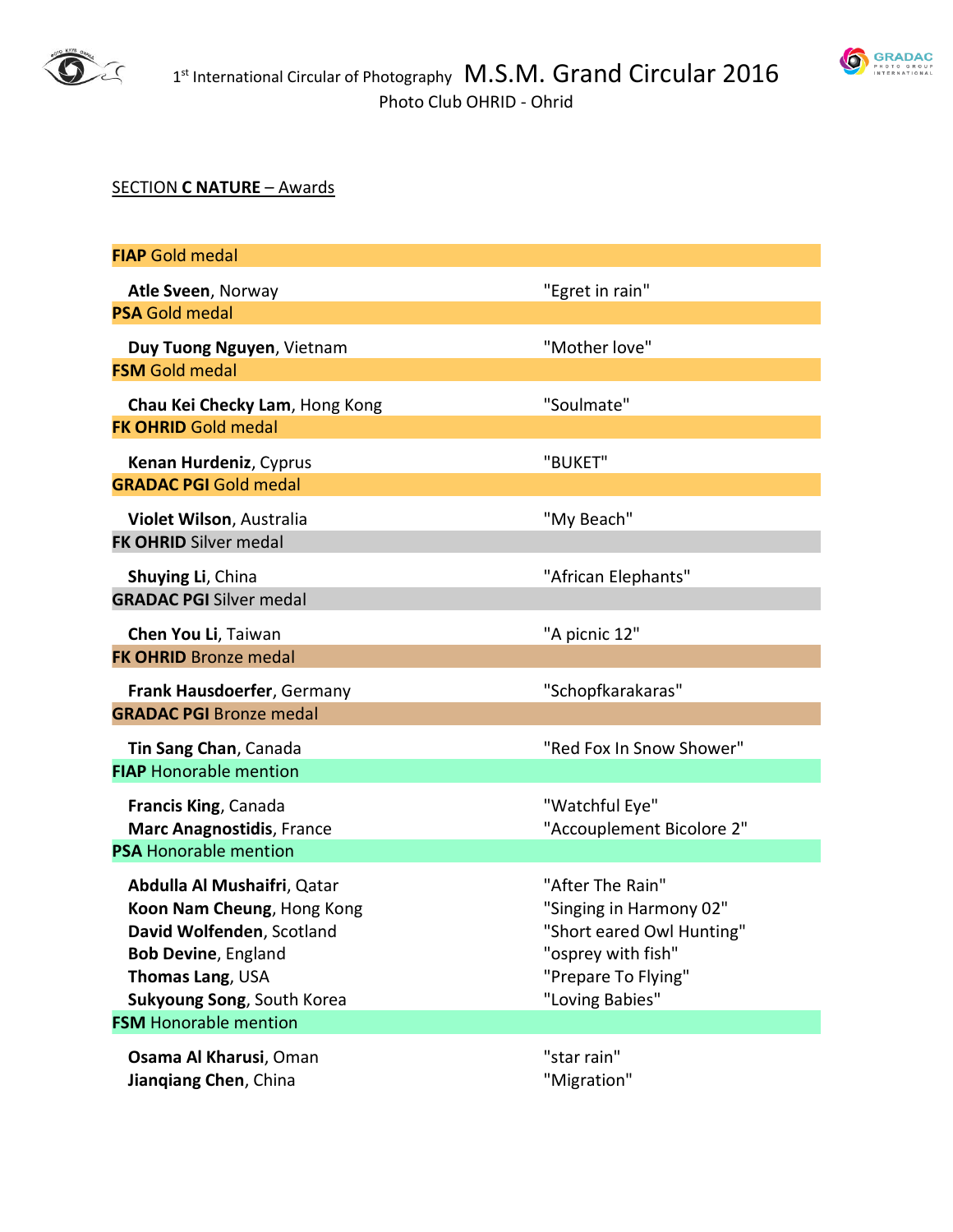SECTION **C NATURE** – Awards

| | |
|---|---|
| **FIAP** Gold medal | |
| **Atle Sveen**, Norway | "Egret in rain" |
| **PSA** Gold medal | |
| **Duy Tuong Nguyen**, Vietnam | "Mother love" |
| **FSM** Gold medal | |
| **Chau Kei Checky Lam**, Hong Kong | "Soulmate" |
| **FK OHRID** Gold medal | |
| **Kenan Hurdeniz**, Cyprus | "BUKET" |
| **GRADAC PGI** Gold medal | |
| **Violet Wilson**, Australia | "My Beach" |
| **FK OHRID** Silver medal | |
| **Shuying Li**, China | "African Elephants" |
| **GRADAC PGI** Silver medal | |
| **Chen You Li**, Taiwan | "A picnic 12" |
| **FK OHRID** Bronze medal | |
| **Frank Hausdoerfer**, Germany | "Schopfkarakaras" |
| **GRADAC PGI** Bronze medal | |
| **Tin Sang Chan**, Canada | "Red Fox In Snow Shower" |
| **FIAP** Honorable mention | |
| **Francis King**, Canada | "Watchful Eye" |
| **Marc Anagnostidis**, France | "Accouplement Bicolore 2" |
| **PSA** Honorable mention | |
| **Abdulla Al Mushaifri**, Qatar | "After The Rain" |
| **Koon Nam Cheung**, Hong Kong | "Singing in Harmony 02" |
| **David Wolfenden**, Scotland | "Short eared Owl Hunting" |
| **Bob Devine**, England | "osprey with fish" |
| **Thomas Lang**, USA | "Prepare To Flying" |
| **Sukyoung Song**, South Korea | "Loving Babies" |
| **FSM** Honorable mention | |
| **Osama Al Kharusi**, Oman | "star rain" |
| **Jianqiang Chen**, China | "Migration" |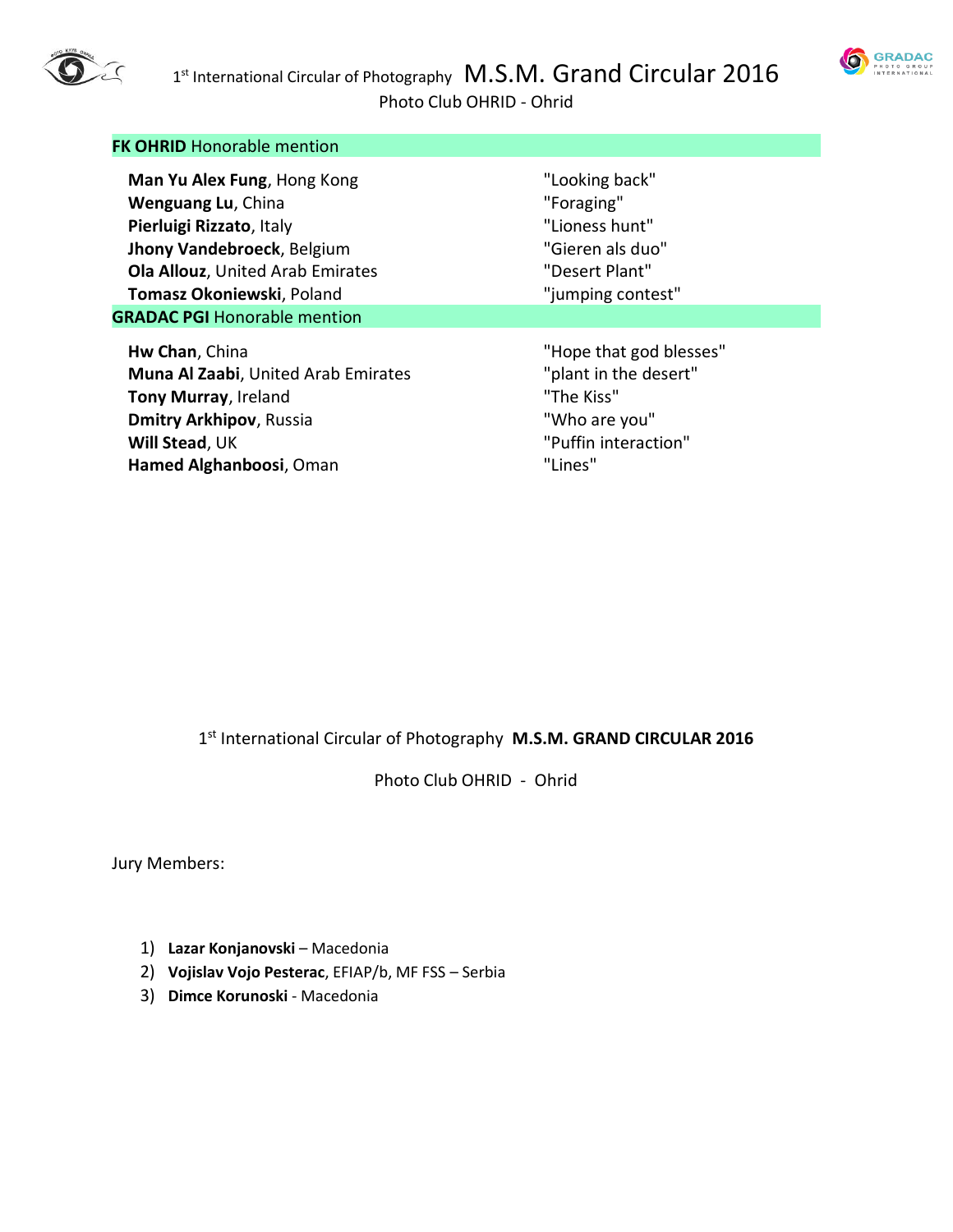**FK OHRID** Honorable mention

| | |
|---|---|
| **Man Yu Alex Fung**, Hong Kong | "Looking back" |
| **Wenguang Lu**, China | "Foraging" |
| **Pierluigi Rizzato**, Italy | "Lioness hunt" |
| **Jhony Vandebroeck**, Belgium | "Gieren als duo" |
| **Ola Allouz**, United Arab Emirates | "Desert Plant" |
| **Tomasz Okoniewski**, Poland | "jumping contest" |

**GRADAC PGI** Honorable mention

| | |
|---|---|
| **Hw Chan**, China | "Hope that god blesses" |
| **Muna Al Zaabi**, United Arab Emirates | "plant in the desert" |
| **Tony Murray**, Ireland | "The Kiss" |
| **Dmitry Arkhipov**, Russia | "Who are you" |
| **Will Stead**, UK | "Puffin interaction" |
| **Hamed Alghanboosi**, Oman | "Lines" |

1st International Circular of Photography **M.S.M. GRAND CIRCULAR 2016**

Photo Club OHRID - Ohrid

Jury Members:

1) **Lazar Konjanovski** – Macedonia
2) **Vojislav Vojo Pesterac**, EFIAP/b, MF FSS – Serbia
3) **Dimce Korunoski** - Macedonia